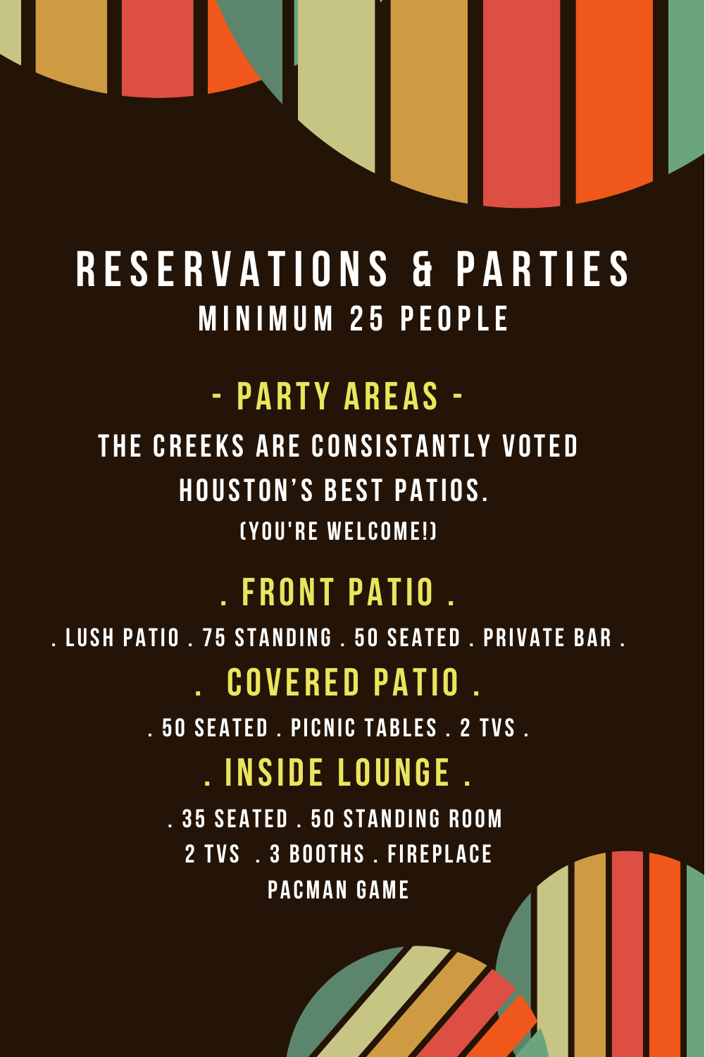# RESERVATIONS & PARTIES

## MINIMUM 25 PEOPLE

## - PARTY AREAS -

THE CREEKS ARE CONSISTANTLY VOTED HOUSTON'S BEST PATIOS.

(YOU'RE WELCOME!)

### . FRONT PATIO .

. LUSH PATIO . 75 STANDING . 50 SEATED . PRIVATE BAR .

### . COVERED PATIO .

. 50 SEATED . PICNIC TABLES . 2 TVS .

### . INSIDE LOUNGE .

. 35 SEATED . 50 STANDING ROOM

2 TVS . 3 BOOTHS . FIREPLACE

PACMAN GAME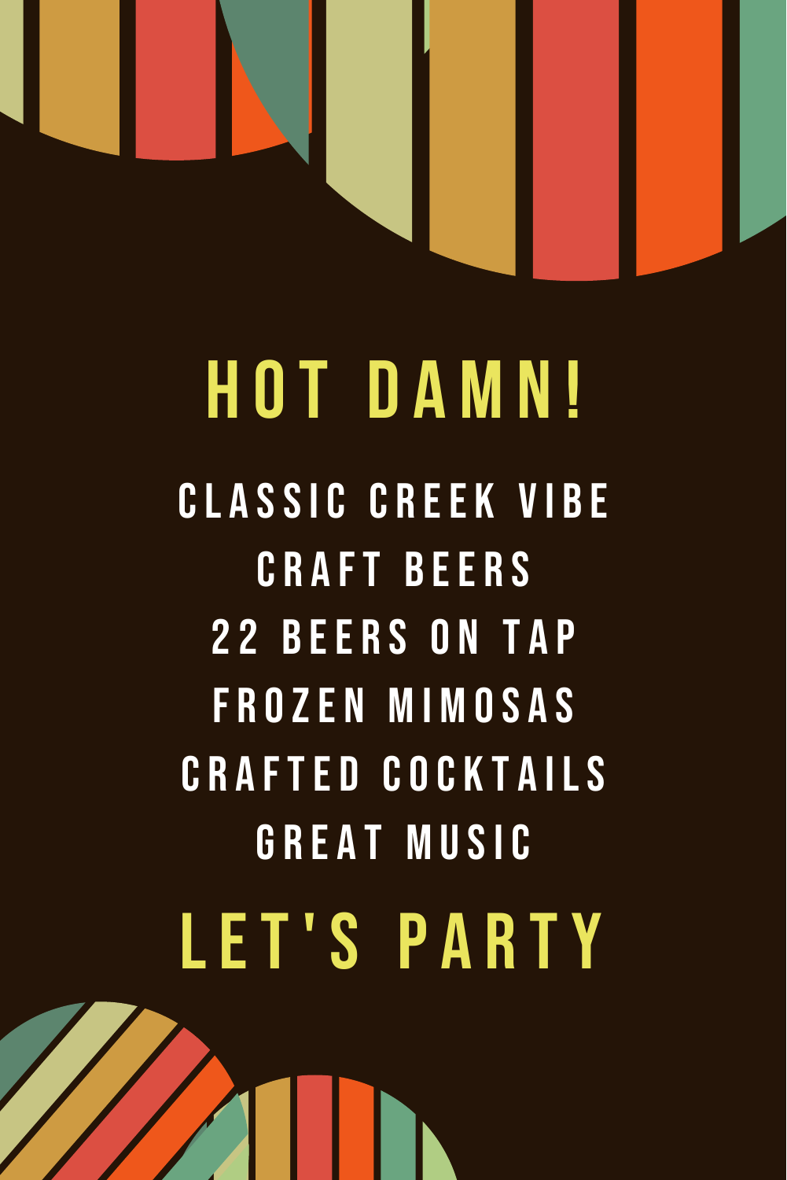# HOT DAMN!

CLASSIC CREEK VIBE
CRAFT BEERS
22 BEERS ON TAP
FROZEN MIMOSAS
CRAFTED COCKTAILS
GREAT MUSIC

## LET'S PARTY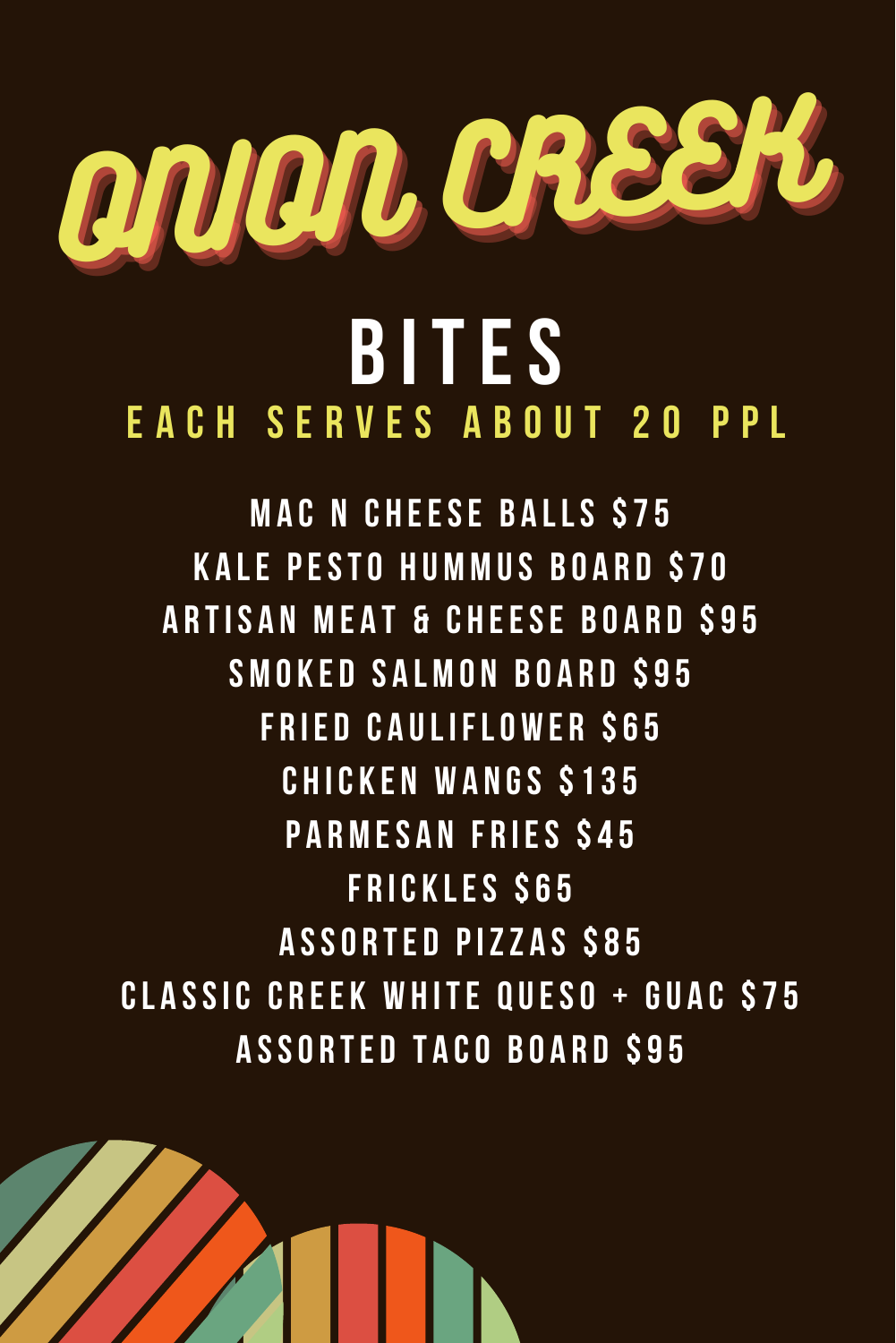# ONION CREEK

## BITES

EACH SERVES ABOUT 20 PPL

MAC N CHEESE BALLS $75
KALE PESTO HUMMUS BOARD $70
ARTISAN MEAT & CHEESE BOARD $95
SMOKED SALMON BOARD $95
FRIED CAULIFLOWER $65
CHICKEN WANGS $135
PARMESAN FRIES $45
FRICKLES $65
ASSORTED PIZZAS $85
CLASSIC CREEK WHITE QUESO + GUAC $75
ASSORTED TACO BOARD $95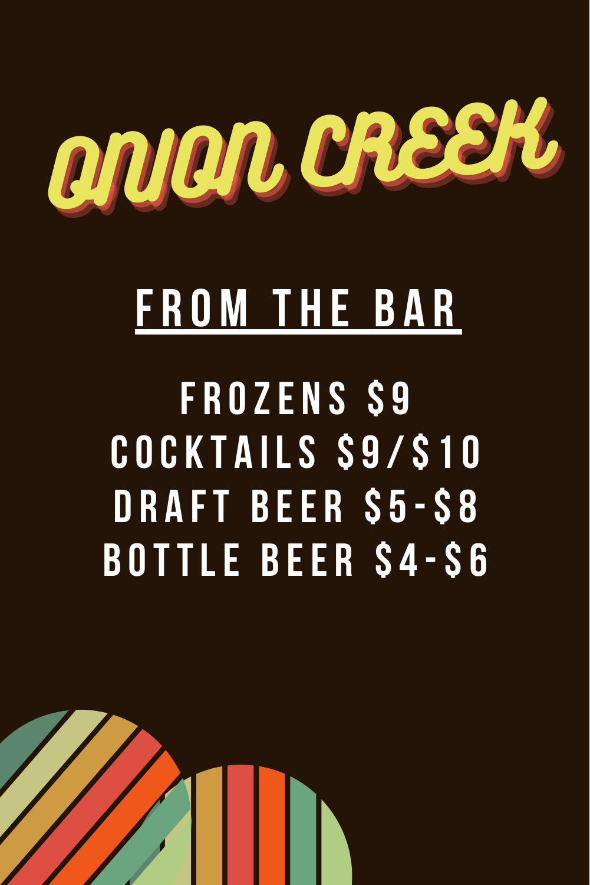# ONION CREEK

## FROM THE BAR

FROZENS $9
COCKTAILS $9/$10
DRAFT BEER $5-$8
BOTTLE BEER $4-$6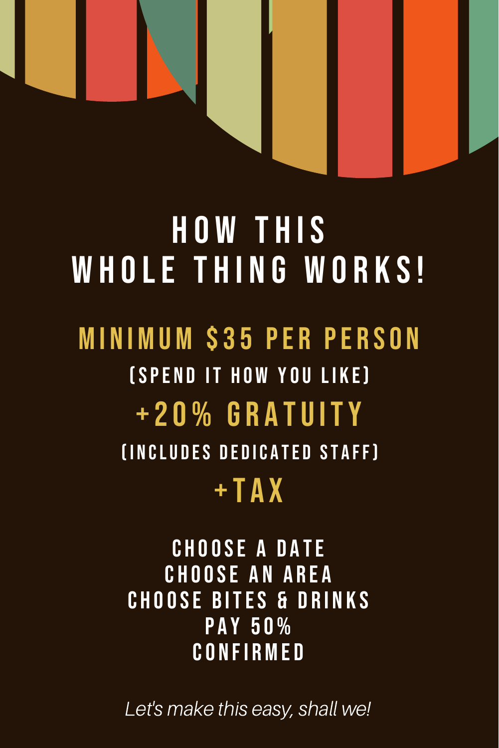# HOW THIS WHOLE THING WORKS!

## MINIMUM $35 PER PERSON

(SPEND IT HOW YOU LIKE)

## +20% GRATUITY

(INCLUDES DEDICATED STAFF)

## +TAX

CHOOSE A DATE
CHOOSE AN AREA
CHOOSE BITES & DRINKS
PAY 50%
CONFIRMED

*Let's make this easy, shall we!*